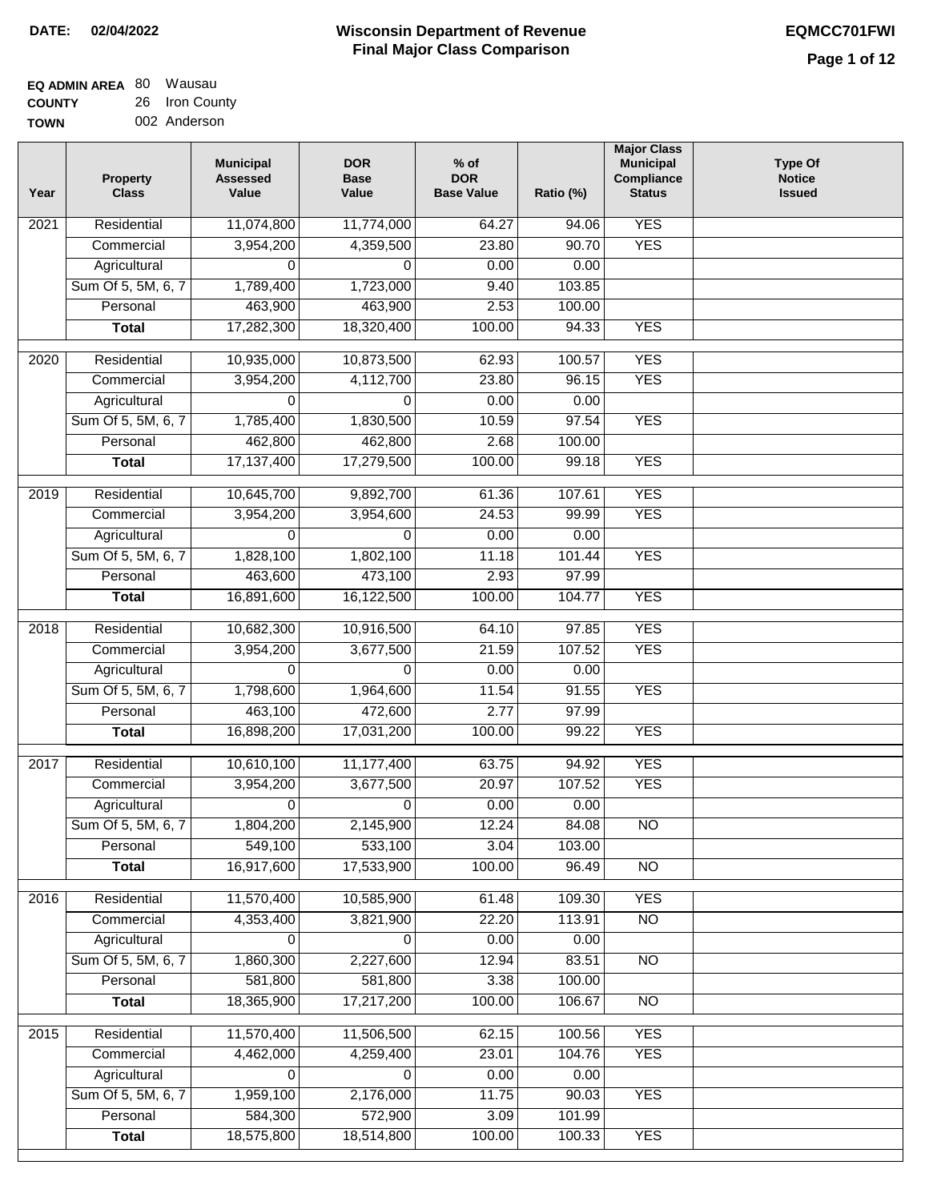**DATE:** 02/04/2022

# Wisconsin Department of Revenue
## Final Major Class Comparison

**EQMCC701FWI**

**EQ ADMIN AREA** 80 Wausau
**COUNTY** 26 Iron County
**TOWN** 002 Anderson

| Year | Property Class | Municipal Assessed Value | DOR Base Value | % of DOR Base Value | Ratio (%) | Major Class Municipal Compliance Status | Type Of Notice Issued |
|---|---|---|---|---|---|---|---|
| 2021 | Residential | 11,074,800 | 11,774,000 | 64.27 | 94.06 | YES | |
| | Commercial | 3,954,200 | 4,359,500 | 23.80 | 90.70 | YES | |
| | Agricultural | 0 | 0 | 0.00 | 0.00 | | |
| | Sum Of 5, 5M, 6, 7 | 1,789,400 | 1,723,000 | 9.40 | 103.85 | | |
| | Personal | 463,900 | 463,900 | 2.53 | 100.00 | | |
| | **Total** | 17,282,300 | 18,320,400 | 100.00 | 94.33 | YES | |
| 2020 | Residential | 10,935,000 | 10,873,500 | 62.93 | 100.57 | YES | |
| | Commercial | 3,954,200 | 4,112,700 | 23.80 | 96.15 | YES | |
| | Agricultural | 0 | 0 | 0.00 | 0.00 | | |
| | Sum Of 5, 5M, 6, 7 | 1,785,400 | 1,830,500 | 10.59 | 97.54 | YES | |
| | Personal | 462,800 | 462,800 | 2.68 | 100.00 | | |
| | **Total** | 17,137,400 | 17,279,500 | 100.00 | 99.18 | YES | |
| 2019 | Residential | 10,645,700 | 9,892,700 | 61.36 | 107.61 | YES | |
| | Commercial | 3,954,200 | 3,954,600 | 24.53 | 99.99 | YES | |
| | Agricultural | 0 | 0 | 0.00 | 0.00 | | |
| | Sum Of 5, 5M, 6, 7 | 1,828,100 | 1,802,100 | 11.18 | 101.44 | YES | |
| | Personal | 463,600 | 473,100 | 2.93 | 97.99 | | |
| | **Total** | 16,891,600 | 16,122,500 | 100.00 | 104.77 | YES | |
| 2018 | Residential | 10,682,300 | 10,916,500 | 64.10 | 97.85 | YES | |
| | Commercial | 3,954,200 | 3,677,500 | 21.59 | 107.52 | YES | |
| | Agricultural | 0 | 0 | 0.00 | 0.00 | | |
| | Sum Of 5, 5M, 6, 7 | 1,798,600 | 1,964,600 | 11.54 | 91.55 | YES | |
| | Personal | 463,100 | 472,600 | 2.77 | 97.99 | | |
| | **Total** | 16,898,200 | 17,031,200 | 100.00 | 99.22 | YES | |
| 2017 | Residential | 10,610,100 | 11,177,400 | 63.75 | 94.92 | YES | |
| | Commercial | 3,954,200 | 3,677,500 | 20.97 | 107.52 | YES | |
| | Agricultural | 0 | 0 | 0.00 | 0.00 | | |
| | Sum Of 5, 5M, 6, 7 | 1,804,200 | 2,145,900 | 12.24 | 84.08 | NO | |
| | Personal | 549,100 | 533,100 | 3.04 | 103.00 | | |
| | **Total** | 16,917,600 | 17,533,900 | 100.00 | 96.49 | NO | |
| 2016 | Residential | 11,570,400 | 10,585,900 | 61.48 | 109.30 | YES | |
| | Commercial | 4,353,400 | 3,821,900 | 22.20 | 113.91 | NO | |
| | Agricultural | 0 | 0 | 0.00 | 0.00 | | |
| | Sum Of 5, 5M, 6, 7 | 1,860,300 | 2,227,600 | 12.94 | 83.51 | NO | |
| | Personal | 581,800 | 581,800 | 3.38 | 100.00 | | |
| | **Total** | 18,365,900 | 17,217,200 | 100.00 | 106.67 | NO | |
| 2015 | Residential | 11,570,400 | 11,506,500 | 62.15 | 100.56 | YES | |
| | Commercial | 4,462,000 | 4,259,400 | 23.01 | 104.76 | YES | |
| | Agricultural | 0 | 0 | 0.00 | 0.00 | | |
| | Sum Of 5, 5M, 6, 7 | 1,959,100 | 2,176,000 | 11.75 | 90.03 | YES | |
| | Personal | 584,300 | 572,900 | 3.09 | 101.99 | | |
| | **Total** | 18,575,800 | 18,514,800 | 100.00 | 100.33 | YES | |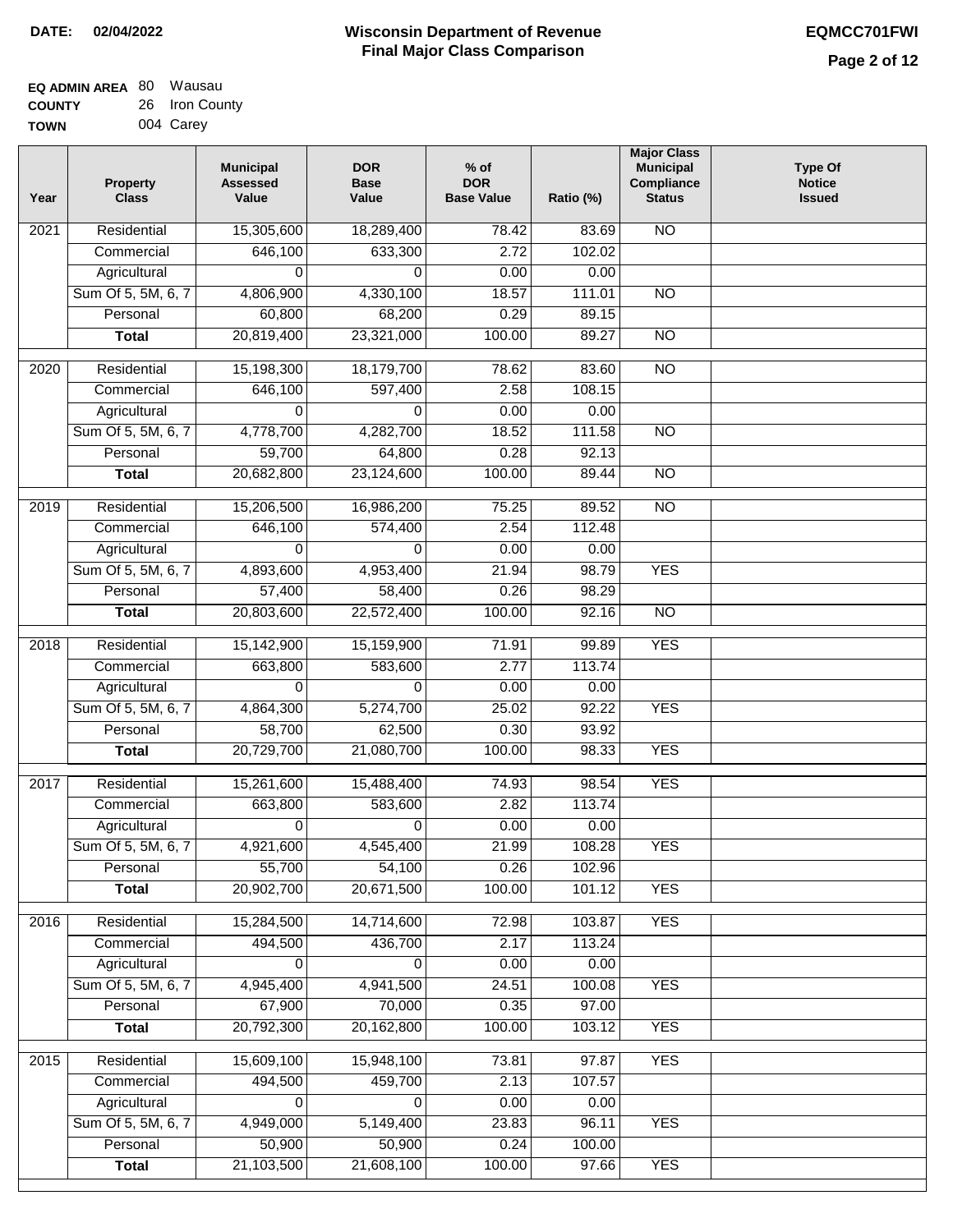**DATE:** 02/04/2022

# Wisconsin Department of Revenue
## Final Major Class Comparison

**EQMCC701FWI**

**EQ ADMIN AREA** 80 Wausau
**COUNTY** 26 Iron County
**TOWN** 004 Carey

| Year | Property Class | Municipal Assessed Value | DOR Base Value | % of DOR Base Value | Ratio (%) | Major Class Municipal Compliance Status | Type Of Notice Issued |
|---|---|---|---|---|---|---|---|
| 2021 | Residential | 15,305,600 | 18,289,400 | 78.42 | 83.69 | NO | |
| | Commercial | 646,100 | 633,300 | 2.72 | 102.02 | | |
| | Agricultural | 0 | 0 | 0.00 | 0.00 | | |
| | Sum Of 5, 5M, 6, 7 | 4,806,900 | 4,330,100 | 18.57 | 111.01 | NO | |
| | Personal | 60,800 | 68,200 | 0.29 | 89.15 | | |
| | **Total** | 20,819,400 | 23,321,000 | 100.00 | 89.27 | NO | |
| 2020 | Residential | 15,198,300 | 18,179,700 | 78.62 | 83.60 | NO | |
| | Commercial | 646,100 | 597,400 | 2.58 | 108.15 | | |
| | Agricultural | 0 | 0 | 0.00 | 0.00 | | |
| | Sum Of 5, 5M, 6, 7 | 4,778,700 | 4,282,700 | 18.52 | 111.58 | NO | |
| | Personal | 59,700 | 64,800 | 0.28 | 92.13 | | |
| | **Total** | 20,682,800 | 23,124,600 | 100.00 | 89.44 | NO | |
| 2019 | Residential | 15,206,500 | 16,986,200 | 75.25 | 89.52 | NO | |
| | Commercial | 646,100 | 574,400 | 2.54 | 112.48 | | |
| | Agricultural | 0 | 0 | 0.00 | 0.00 | | |
| | Sum Of 5, 5M, 6, 7 | 4,893,600 | 4,953,400 | 21.94 | 98.79 | YES | |
| | Personal | 57,400 | 58,400 | 0.26 | 98.29 | | |
| | **Total** | 20,803,600 | 22,572,400 | 100.00 | 92.16 | NO | |
| 2018 | Residential | 15,142,900 | 15,159,900 | 71.91 | 99.89 | YES | |
| | Commercial | 663,800 | 583,600 | 2.77 | 113.74 | | |
| | Agricultural | 0 | 0 | 0.00 | 0.00 | | |
| | Sum Of 5, 5M, 6, 7 | 4,864,300 | 5,274,700 | 25.02 | 92.22 | YES | |
| | Personal | 58,700 | 62,500 | 0.30 | 93.92 | | |
| | **Total** | 20,729,700 | 21,080,700 | 100.00 | 98.33 | YES | |
| 2017 | Residential | 15,261,600 | 15,488,400 | 74.93 | 98.54 | YES | |
| | Commercial | 663,800 | 583,600 | 2.82 | 113.74 | | |
| | Agricultural | 0 | 0 | 0.00 | 0.00 | | |
| | Sum Of 5, 5M, 6, 7 | 4,921,600 | 4,545,400 | 21.99 | 108.28 | YES | |
| | Personal | 55,700 | 54,100 | 0.26 | 102.96 | | |
| | **Total** | 20,902,700 | 20,671,500 | 100.00 | 101.12 | YES | |
| 2016 | Residential | 15,284,500 | 14,714,600 | 72.98 | 103.87 | YES | |
| | Commercial | 494,500 | 436,700 | 2.17 | 113.24 | | |
| | Agricultural | 0 | 0 | 0.00 | 0.00 | | |
| | Sum Of 5, 5M, 6, 7 | 4,945,400 | 4,941,500 | 24.51 | 100.08 | YES | |
| | Personal | 67,900 | 70,000 | 0.35 | 97.00 | | |
| | **Total** | 20,792,300 | 20,162,800 | 100.00 | 103.12 | YES | |
| 2015 | Residential | 15,609,100 | 15,948,100 | 73.81 | 97.87 | YES | |
| | Commercial | 494,500 | 459,700 | 2.13 | 107.57 | | |
| | Agricultural | 0 | 0 | 0.00 | 0.00 | | |
| | Sum Of 5, 5M, 6, 7 | 4,949,000 | 5,149,400 | 23.83 | 96.11 | YES | |
| | Personal | 50,900 | 50,900 | 0.24 | 100.00 | | |
| | **Total** | 21,103,500 | 21,608,100 | 100.00 | 97.66 | YES | |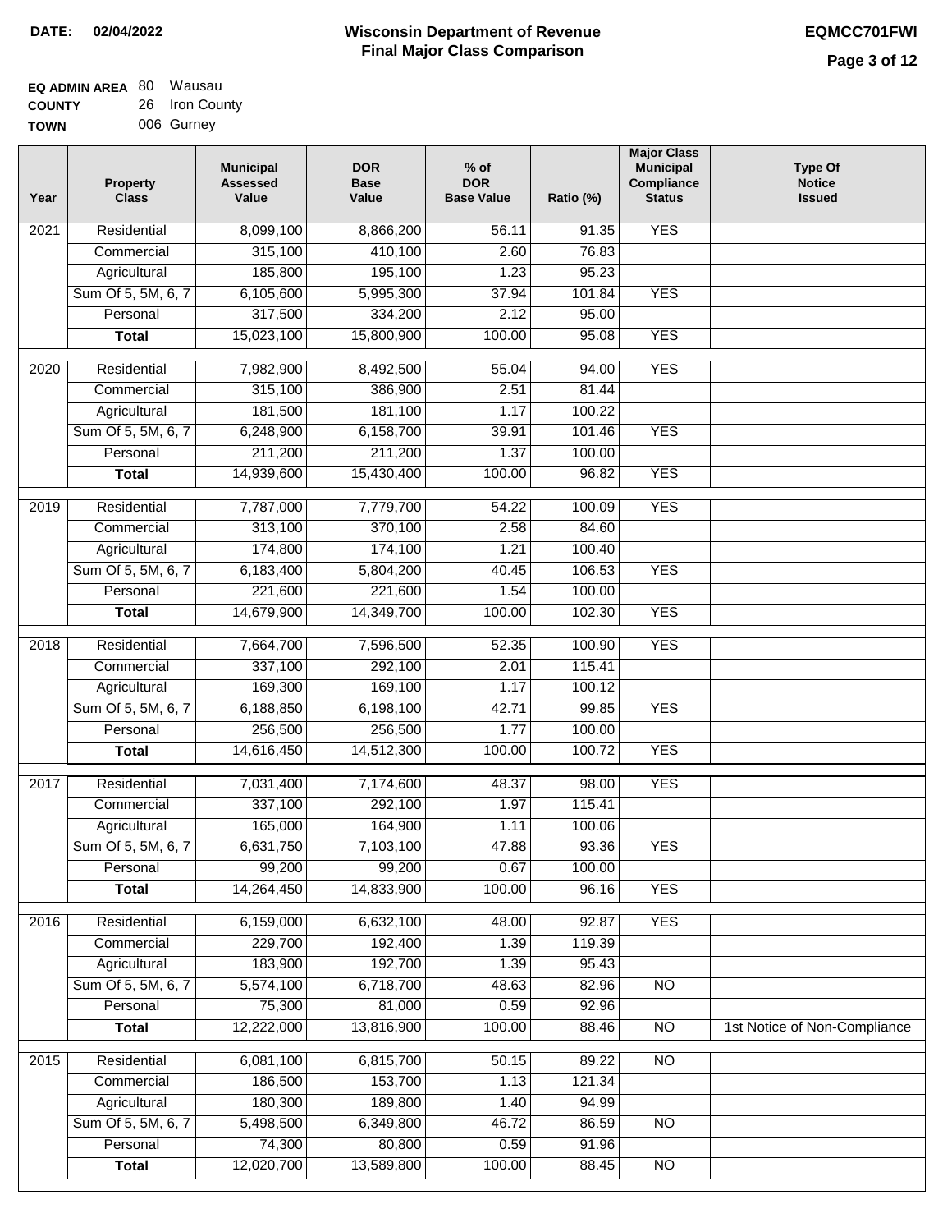**DATE: 02/04/2022**

# Wisconsin Department of Revenue
## Final Major Class Comparison

**EQMCC701FWI**

**EQ ADMIN AREA** 80 Wausau
**COUNTY** 26 Iron County
**TOWN** 006 Gurney

| Year | Property Class | Municipal Assessed Value | DOR Base Value | % of DOR Base Value | Ratio (%) | Major Class Municipal Compliance Status | Type Of Notice Issued |
|---|---|---|---|---|---|---|---|
| 2021 | Residential | 8,099,100 | 8,866,200 | 56.11 | 91.35 | YES | |
| | Commercial | 315,100 | 410,100 | 2.60 | 76.83 | | |
| | Agricultural | 185,800 | 195,100 | 1.23 | 95.23 | | |
| | Sum Of 5, 5M, 6, 7 | 6,105,600 | 5,995,300 | 37.94 | 101.84 | YES | |
| | Personal | 317,500 | 334,200 | 2.12 | 95.00 | | |
| | **Total** | 15,023,100 | 15,800,900 | 100.00 | 95.08 | YES | |
| 2020 | Residential | 7,982,900 | 8,492,500 | 55.04 | 94.00 | YES | |
| | Commercial | 315,100 | 386,900 | 2.51 | 81.44 | | |
| | Agricultural | 181,500 | 181,100 | 1.17 | 100.22 | | |
| | Sum Of 5, 5M, 6, 7 | 6,248,900 | 6,158,700 | 39.91 | 101.46 | YES | |
| | Personal | 211,200 | 211,200 | 1.37 | 100.00 | | |
| | **Total** | 14,939,600 | 15,430,400 | 100.00 | 96.82 | YES | |
| 2019 | Residential | 7,787,000 | 7,779,700 | 54.22 | 100.09 | YES | |
| | Commercial | 313,100 | 370,100 | 2.58 | 84.60 | | |
| | Agricultural | 174,800 | 174,100 | 1.21 | 100.40 | | |
| | Sum Of 5, 5M, 6, 7 | 6,183,400 | 5,804,200 | 40.45 | 106.53 | YES | |
| | Personal | 221,600 | 221,600 | 1.54 | 100.00 | | |
| | **Total** | 14,679,900 | 14,349,700 | 100.00 | 102.30 | YES | |
| 2018 | Residential | 7,664,700 | 7,596,500 | 52.35 | 100.90 | YES | |
| | Commercial | 337,100 | 292,100 | 2.01 | 115.41 | | |
| | Agricultural | 169,300 | 169,100 | 1.17 | 100.12 | | |
| | Sum Of 5, 5M, 6, 7 | 6,188,850 | 6,198,100 | 42.71 | 99.85 | YES | |
| | Personal | 256,500 | 256,500 | 1.77 | 100.00 | | |
| | **Total** | 14,616,450 | 14,512,300 | 100.00 | 100.72 | YES | |
| 2017 | Residential | 7,031,400 | 7,174,600 | 48.37 | 98.00 | YES | |
| | Commercial | 337,100 | 292,100 | 1.97 | 115.41 | | |
| | Agricultural | 165,000 | 164,900 | 1.11 | 100.06 | | |
| | Sum Of 5, 5M, 6, 7 | 6,631,750 | 7,103,100 | 47.88 | 93.36 | YES | |
| | Personal | 99,200 | 99,200 | 0.67 | 100.00 | | |
| | **Total** | 14,264,450 | 14,833,900 | 100.00 | 96.16 | YES | |
| 2016 | Residential | 6,159,000 | 6,632,100 | 48.00 | 92.87 | YES | |
| | Commercial | 229,700 | 192,400 | 1.39 | 119.39 | | |
| | Agricultural | 183,900 | 192,700 | 1.39 | 95.43 | | |
| | Sum Of 5, 5M, 6, 7 | 5,574,100 | 6,718,700 | 48.63 | 82.96 | NO | |
| | Personal | 75,300 | 81,000 | 0.59 | 92.96 | | |
| | **Total** | 12,222,000 | 13,816,900 | 100.00 | 88.46 | NO | 1st Notice of Non-Compliance |
| 2015 | Residential | 6,081,100 | 6,815,700 | 50.15 | 89.22 | NO | |
| | Commercial | 186,500 | 153,700 | 1.13 | 121.34 | | |
| | Agricultural | 180,300 | 189,800 | 1.40 | 94.99 | | |
| | Sum Of 5, 5M, 6, 7 | 5,498,500 | 6,349,800 | 46.72 | 86.59 | NO | |
| | Personal | 74,300 | 80,800 | 0.59 | 91.96 | | |
| | **Total** | 12,020,700 | 13,589,800 | 100.00 | 88.45 | NO | |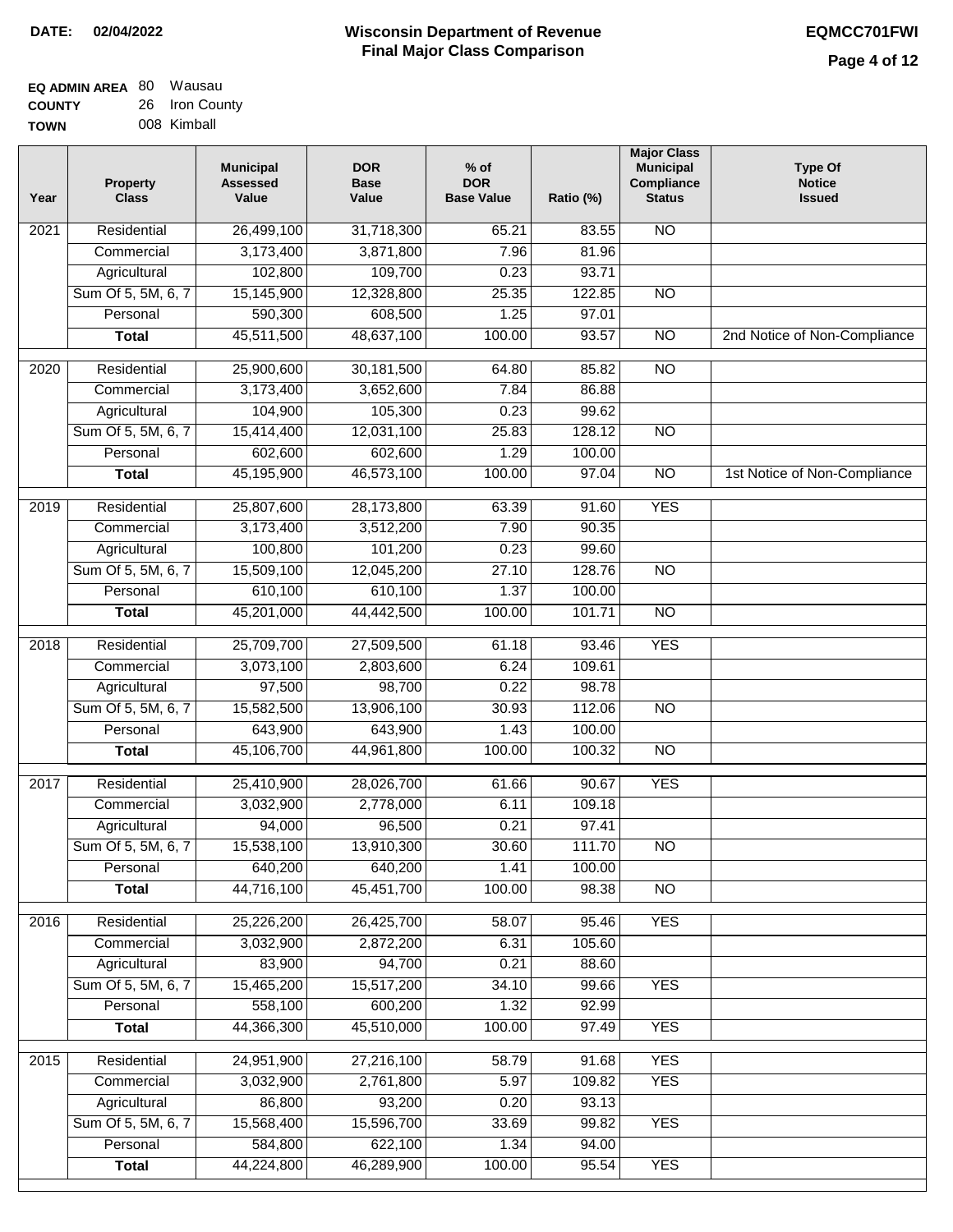**DATE:** 02/04/2022

# Wisconsin Department of Revenue
## Final Major Class Comparison

**EQMCC701FWI**

**EQ ADMIN AREA** 80 Wausau
**COUNTY** 26 Iron County
**TOWN** 008 Kimball

| Year | Property Class | Municipal Assessed Value | DOR Base Value | % of DOR Base Value | Ratio (%) | Major Class Municipal Compliance Status | Type Of Notice Issued |
|---|---|---|---|---|---|---|---|
| 2021 | Residential | 26,499,100 | 31,718,300 | 65.21 | 83.55 | NO | |
| | Commercial | 3,173,400 | 3,871,800 | 7.96 | 81.96 | | |
| | Agricultural | 102,800 | 109,700 | 0.23 | 93.71 | | |
| | Sum Of 5, 5M, 6, 7 | 15,145,900 | 12,328,800 | 25.35 | 122.85 | NO | |
| | Personal | 590,300 | 608,500 | 1.25 | 97.01 | | |
| | **Total** | 45,511,500 | 48,637,100 | 100.00 | 93.57 | NO | 2nd Notice of Non-Compliance |
| 2020 | Residential | 25,900,600 | 30,181,500 | 64.80 | 85.82 | NO | |
| | Commercial | 3,173,400 | 3,652,600 | 7.84 | 86.88 | | |
| | Agricultural | 104,900 | 105,300 | 0.23 | 99.62 | | |
| | Sum Of 5, 5M, 6, 7 | 15,414,400 | 12,031,100 | 25.83 | 128.12 | NO | |
| | Personal | 602,600 | 602,600 | 1.29 | 100.00 | | |
| | **Total** | 45,195,900 | 46,573,100 | 100.00 | 97.04 | NO | 1st Notice of Non-Compliance |
| 2019 | Residential | 25,807,600 | 28,173,800 | 63.39 | 91.60 | YES | |
| | Commercial | 3,173,400 | 3,512,200 | 7.90 | 90.35 | | |
| | Agricultural | 100,800 | 101,200 | 0.23 | 99.60 | | |
| | Sum Of 5, 5M, 6, 7 | 15,509,100 | 12,045,200 | 27.10 | 128.76 | NO | |
| | Personal | 610,100 | 610,100 | 1.37 | 100.00 | | |
| | **Total** | 45,201,000 | 44,442,500 | 100.00 | 101.71 | NO | |
| 2018 | Residential | 25,709,700 | 27,509,500 | 61.18 | 93.46 | YES | |
| | Commercial | 3,073,100 | 2,803,600 | 6.24 | 109.61 | | |
| | Agricultural | 97,500 | 98,700 | 0.22 | 98.78 | | |
| | Sum Of 5, 5M, 6, 7 | 15,582,500 | 13,906,100 | 30.93 | 112.06 | NO | |
| | Personal | 643,900 | 643,900 | 1.43 | 100.00 | | |
| | **Total** | 45,106,700 | 44,961,800 | 100.00 | 100.32 | NO | |
| 2017 | Residential | 25,410,900 | 28,026,700 | 61.66 | 90.67 | YES | |
| | Commercial | 3,032,900 | 2,778,000 | 6.11 | 109.18 | | |
| | Agricultural | 94,000 | 96,500 | 0.21 | 97.41 | | |
| | Sum Of 5, 5M, 6, 7 | 15,538,100 | 13,910,300 | 30.60 | 111.70 | NO | |
| | Personal | 640,200 | 640,200 | 1.41 | 100.00 | | |
| | **Total** | 44,716,100 | 45,451,700 | 100.00 | 98.38 | NO | |
| 2016 | Residential | 25,226,200 | 26,425,700 | 58.07 | 95.46 | YES | |
| | Commercial | 3,032,900 | 2,872,200 | 6.31 | 105.60 | | |
| | Agricultural | 83,900 | 94,700 | 0.21 | 88.60 | | |
| | Sum Of 5, 5M, 6, 7 | 15,465,200 | 15,517,200 | 34.10 | 99.66 | YES | |
| | Personal | 558,100 | 600,200 | 1.32 | 92.99 | | |
| | **Total** | 44,366,300 | 45,510,000 | 100.00 | 97.49 | YES | |
| 2015 | Residential | 24,951,900 | 27,216,100 | 58.79 | 91.68 | YES | |
| | Commercial | 3,032,900 | 2,761,800 | 5.97 | 109.82 | YES | |
| | Agricultural | 86,800 | 93,200 | 0.20 | 93.13 | | |
| | Sum Of 5, 5M, 6, 7 | 15,568,400 | 15,596,700 | 33.69 | 99.82 | YES | |
| | Personal | 584,800 | 622,100 | 1.34 | 94.00 | | |
| | **Total** | 44,224,800 | 46,289,900 | 100.00 | 95.54 | YES | |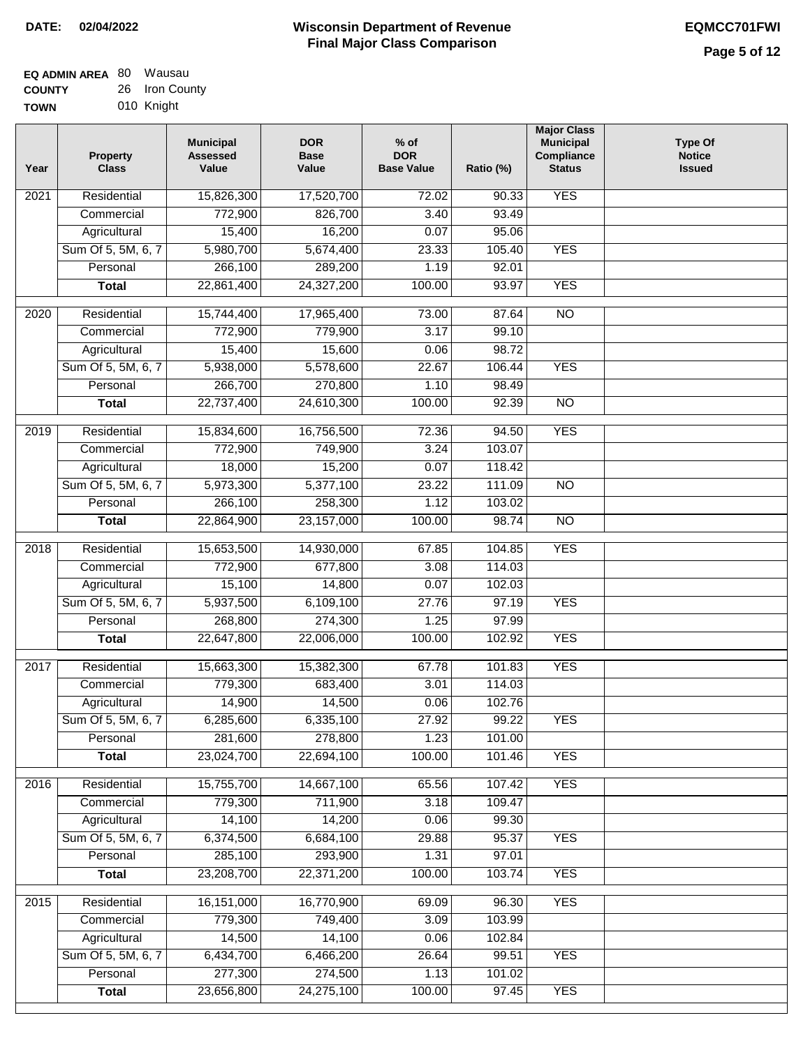**DATE:** 02/04/2022

# Wisconsin Department of Revenue
## Final Major Class Comparison

**EQMCC701FWI**

**EQ ADMIN AREA** 80 Wausau
**COUNTY** 26 Iron County
**TOWN** 010 Knight

| Year | Property Class | Municipal Assessed Value | DOR Base Value | % of DOR Base Value | Ratio (%) | Major Class Municipal Compliance Status | Type Of Notice Issued |
|---|---|---|---|---|---|---|---|
| 2021 | Residential | 15,826,300 | 17,520,700 | 72.02 | 90.33 | YES | |
| | Commercial | 772,900 | 826,700 | 3.40 | 93.49 | | |
| | Agricultural | 15,400 | 16,200 | 0.07 | 95.06 | | |
| | Sum Of 5, 5M, 6, 7 | 5,980,700 | 5,674,400 | 23.33 | 105.40 | YES | |
| | Personal | 266,100 | 289,200 | 1.19 | 92.01 | | |
| | **Total** | 22,861,400 | 24,327,200 | 100.00 | 93.97 | YES | |
| 2020 | Residential | 15,744,400 | 17,965,400 | 73.00 | 87.64 | NO | |
| | Commercial | 772,900 | 779,900 | 3.17 | 99.10 | | |
| | Agricultural | 15,400 | 15,600 | 0.06 | 98.72 | | |
| | Sum Of 5, 5M, 6, 7 | 5,938,000 | 5,578,600 | 22.67 | 106.44 | YES | |
| | Personal | 266,700 | 270,800 | 1.10 | 98.49 | | |
| | **Total** | 22,737,400 | 24,610,300 | 100.00 | 92.39 | NO | |
| 2019 | Residential | 15,834,600 | 16,756,500 | 72.36 | 94.50 | YES | |
| | Commercial | 772,900 | 749,900 | 3.24 | 103.07 | | |
| | Agricultural | 18,000 | 15,200 | 0.07 | 118.42 | | |
| | Sum Of 5, 5M, 6, 7 | 5,973,300 | 5,377,100 | 23.22 | 111.09 | NO | |
| | Personal | 266,100 | 258,300 | 1.12 | 103.02 | | |
| | **Total** | 22,864,900 | 23,157,000 | 100.00 | 98.74 | NO | |
| 2018 | Residential | 15,653,500 | 14,930,000 | 67.85 | 104.85 | YES | |
| | Commercial | 772,900 | 677,800 | 3.08 | 114.03 | | |
| | Agricultural | 15,100 | 14,800 | 0.07 | 102.03 | | |
| | Sum Of 5, 5M, 6, 7 | 5,937,500 | 6,109,100 | 27.76 | 97.19 | YES | |
| | Personal | 268,800 | 274,300 | 1.25 | 97.99 | | |
| | **Total** | 22,647,800 | 22,006,000 | 100.00 | 102.92 | YES | |
| 2017 | Residential | 15,663,300 | 15,382,300 | 67.78 | 101.83 | YES | |
| | Commercial | 779,300 | 683,400 | 3.01 | 114.03 | | |
| | Agricultural | 14,900 | 14,500 | 0.06 | 102.76 | | |
| | Sum Of 5, 5M, 6, 7 | 6,285,600 | 6,335,100 | 27.92 | 99.22 | YES | |
| | Personal | 281,600 | 278,800 | 1.23 | 101.00 | | |
| | **Total** | 23,024,700 | 22,694,100 | 100.00 | 101.46 | YES | |
| 2016 | Residential | 15,755,700 | 14,667,100 | 65.56 | 107.42 | YES | |
| | Commercial | 779,300 | 711,900 | 3.18 | 109.47 | | |
| | Agricultural | 14,100 | 14,200 | 0.06 | 99.30 | | |
| | Sum Of 5, 5M, 6, 7 | 6,374,500 | 6,684,100 | 29.88 | 95.37 | YES | |
| | Personal | 285,100 | 293,900 | 1.31 | 97.01 | | |
| | **Total** | 23,208,700 | 22,371,200 | 100.00 | 103.74 | YES | |
| 2015 | Residential | 16,151,000 | 16,770,900 | 69.09 | 96.30 | YES | |
| | Commercial | 779,300 | 749,400 | 3.09 | 103.99 | | |
| | Agricultural | 14,500 | 14,100 | 0.06 | 102.84 | | |
| | Sum Of 5, 5M, 6, 7 | 6,434,700 | 6,466,200 | 26.64 | 99.51 | YES | |
| | Personal | 277,300 | 274,500 | 1.13 | 101.02 | | |
| | **Total** | 23,656,800 | 24,275,100 | 100.00 | 97.45 | YES | |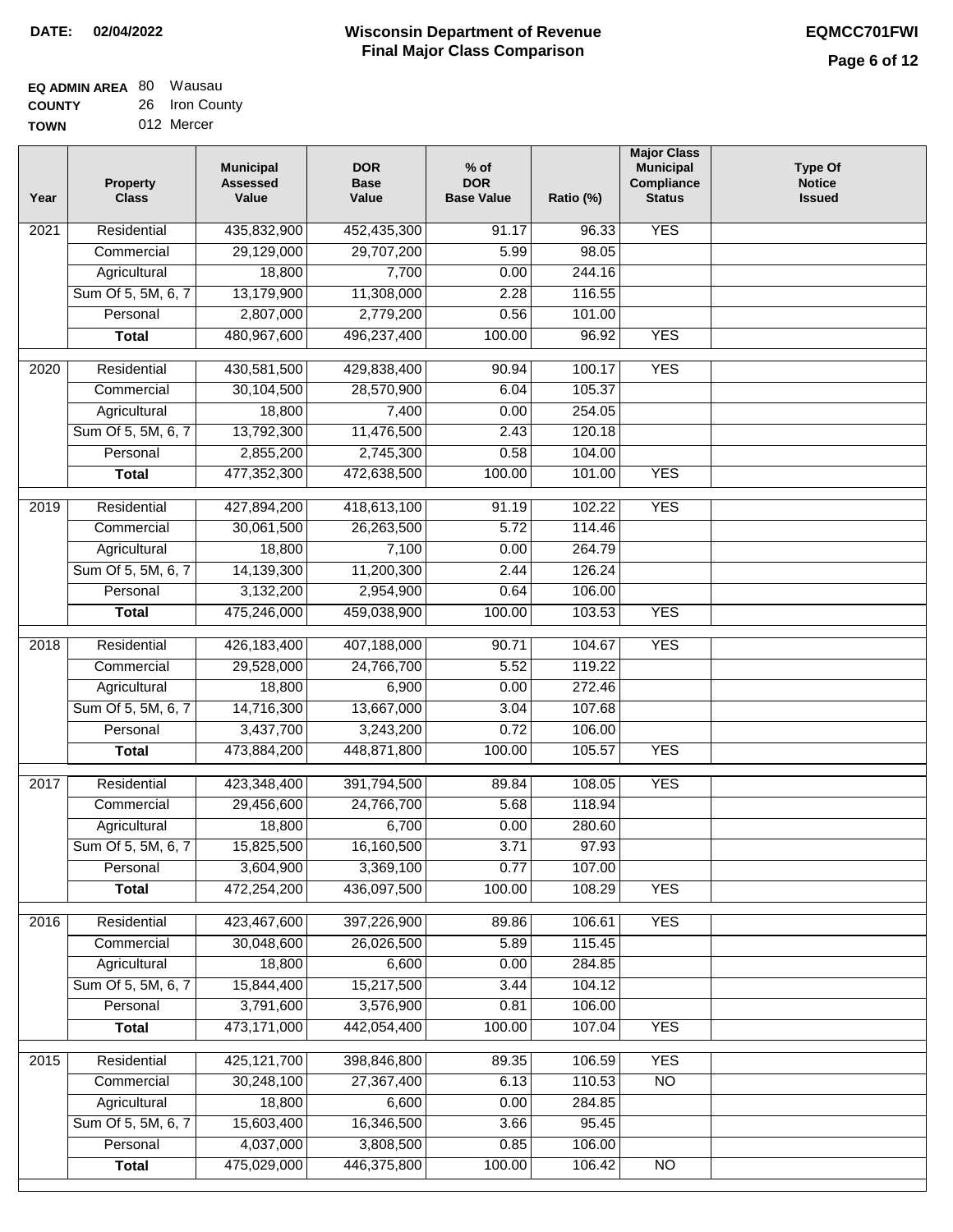**DATE:** 02/04/2022

# Wisconsin Department of Revenue
## Final Major Class Comparison

**EQMCC701FWI**

**EQ ADMIN AREA** 80 Wausau
**COUNTY** 26 Iron County
**TOWN** 012 Mercer

| Year | Property Class | Municipal Assessed Value | DOR Base Value | % of DOR Base Value | Ratio (%) | Major Class Municipal Compliance Status | Type Of Notice Issued |
|---|---|---|---|---|---|---|---|
| 2021 | Residential | 435,832,900 | 452,435,300 | 91.17 | 96.33 | YES | |
| | Commercial | 29,129,000 | 29,707,200 | 5.99 | 98.05 | | |
| | Agricultural | 18,800 | 7,700 | 0.00 | 244.16 | | |
| | Sum Of 5, 5M, 6, 7 | 13,179,900 | 11,308,000 | 2.28 | 116.55 | | |
| | Personal | 2,807,000 | 2,779,200 | 0.56 | 101.00 | | |
| | **Total** | 480,967,600 | 496,237,400 | 100.00 | 96.92 | YES | |
| 2020 | Residential | 430,581,500 | 429,838,400 | 90.94 | 100.17 | YES | |
| | Commercial | 30,104,500 | 28,570,900 | 6.04 | 105.37 | | |
| | Agricultural | 18,800 | 7,400 | 0.00 | 254.05 | | |
| | Sum Of 5, 5M, 6, 7 | 13,792,300 | 11,476,500 | 2.43 | 120.18 | | |
| | Personal | 2,855,200 | 2,745,300 | 0.58 | 104.00 | | |
| | **Total** | 477,352,300 | 472,638,500 | 100.00 | 101.00 | YES | |
| 2019 | Residential | 427,894,200 | 418,613,100 | 91.19 | 102.22 | YES | |
| | Commercial | 30,061,500 | 26,263,500 | 5.72 | 114.46 | | |
| | Agricultural | 18,800 | 7,100 | 0.00 | 264.79 | | |
| | Sum Of 5, 5M, 6, 7 | 14,139,300 | 11,200,300 | 2.44 | 126.24 | | |
| | Personal | 3,132,200 | 2,954,900 | 0.64 | 106.00 | | |
| | **Total** | 475,246,000 | 459,038,900 | 100.00 | 103.53 | YES | |
| 2018 | Residential | 426,183,400 | 407,188,000 | 90.71 | 104.67 | YES | |
| | Commercial | 29,528,000 | 24,766,700 | 5.52 | 119.22 | | |
| | Agricultural | 18,800 | 6,900 | 0.00 | 272.46 | | |
| | Sum Of 5, 5M, 6, 7 | 14,716,300 | 13,667,000 | 3.04 | 107.68 | | |
| | Personal | 3,437,700 | 3,243,200 | 0.72 | 106.00 | | |
| | **Total** | 473,884,200 | 448,871,800 | 100.00 | 105.57 | YES | |
| 2017 | Residential | 423,348,400 | 391,794,500 | 89.84 | 108.05 | YES | |
| | Commercial | 29,456,600 | 24,766,700 | 5.68 | 118.94 | | |
| | Agricultural | 18,800 | 6,700 | 0.00 | 280.60 | | |
| | Sum Of 5, 5M, 6, 7 | 15,825,500 | 16,160,500 | 3.71 | 97.93 | | |
| | Personal | 3,604,900 | 3,369,100 | 0.77 | 107.00 | | |
| | **Total** | 472,254,200 | 436,097,500 | 100.00 | 108.29 | YES | |
| 2016 | Residential | 423,467,600 | 397,226,900 | 89.86 | 106.61 | YES | |
| | Commercial | 30,048,600 | 26,026,500 | 5.89 | 115.45 | | |
| | Agricultural | 18,800 | 6,600 | 0.00 | 284.85 | | |
| | Sum Of 5, 5M, 6, 7 | 15,844,400 | 15,217,500 | 3.44 | 104.12 | | |
| | Personal | 3,791,600 | 3,576,900 | 0.81 | 106.00 | | |
| | **Total** | 473,171,000 | 442,054,400 | 100.00 | 107.04 | YES | |
| 2015 | Residential | 425,121,700 | 398,846,800 | 89.35 | 106.59 | YES | |
| | Commercial | 30,248,100 | 27,367,400 | 6.13 | 110.53 | NO | |
| | Agricultural | 18,800 | 6,600 | 0.00 | 284.85 | | |
| | Sum Of 5, 5M, 6, 7 | 15,603,400 | 16,346,500 | 3.66 | 95.45 | | |
| | Personal | 4,037,000 | 3,808,500 | 0.85 | 106.00 | | |
| | **Total** | 475,029,000 | 446,375,800 | 100.00 | 106.42 | NO | |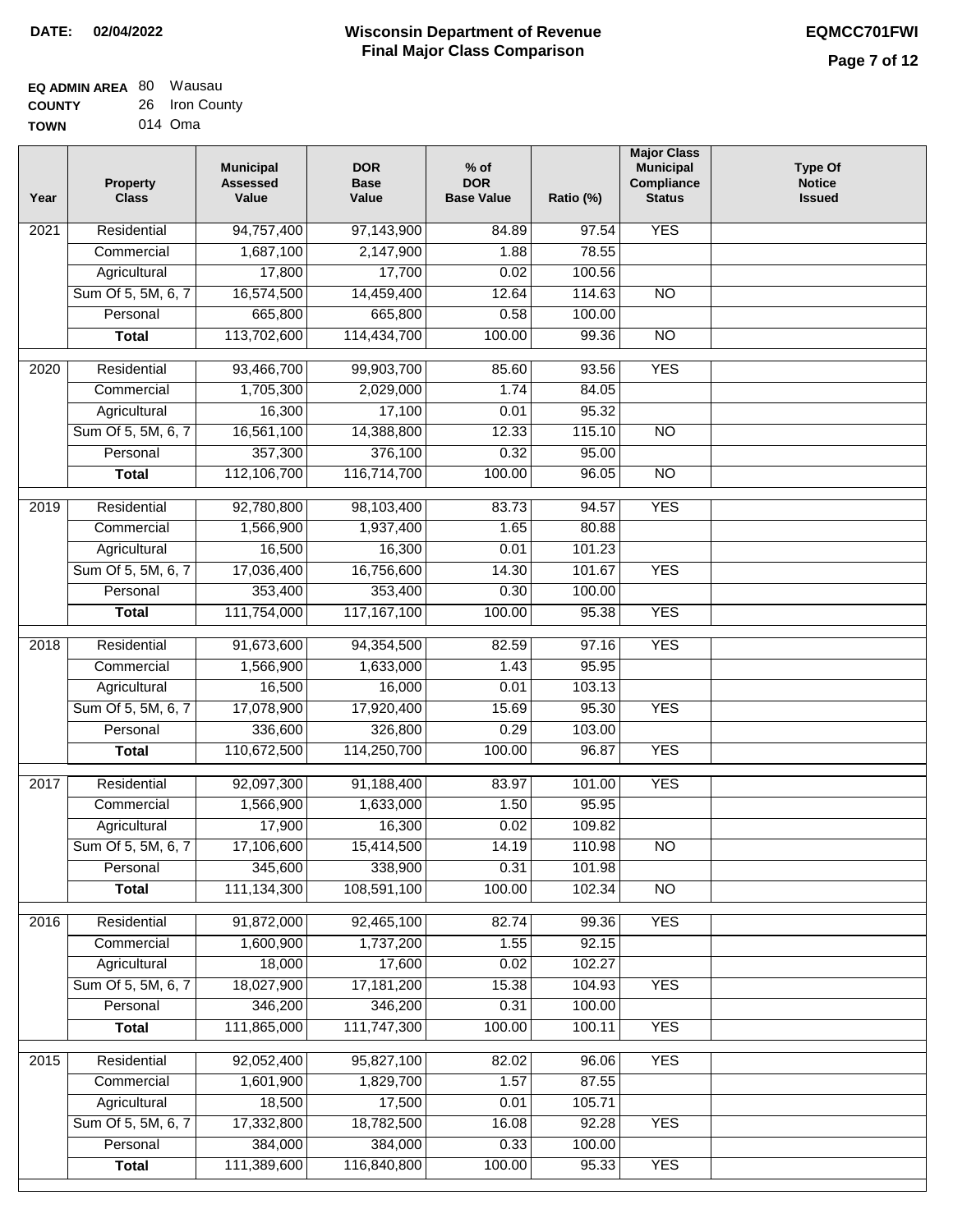**DATE: 02/04/2022**

# Wisconsin Department of Revenue
## Final Major Class Comparison

**EQMCC701FWI**

**EQ ADMIN AREA** 80 Wausau
**COUNTY** 26 Iron County
**TOWN** 014 Oma

| Year | Property Class | Municipal Assessed Value | DOR Base Value | % of DOR Base Value | Ratio (%) | Major Class Municipal Compliance Status | Type Of Notice Issued |
|---|---|---|---|---|---|---|---|
| 2021 | Residential | 94,757,400 | 97,143,900 | 84.89 | 97.54 | YES | |
| | Commercial | 1,687,100 | 2,147,900 | 1.88 | 78.55 | | |
| | Agricultural | 17,800 | 17,700 | 0.02 | 100.56 | | |
| | Sum Of 5, 5M, 6, 7 | 16,574,500 | 14,459,400 | 12.64 | 114.63 | NO | |
| | Personal | 665,800 | 665,800 | 0.58 | 100.00 | | |
| | **Total** | 113,702,600 | 114,434,700 | 100.00 | 99.36 | NO | |
| 2020 | Residential | 93,466,700 | 99,903,700 | 85.60 | 93.56 | YES | |
| | Commercial | 1,705,300 | 2,029,000 | 1.74 | 84.05 | | |
| | Agricultural | 16,300 | 17,100 | 0.01 | 95.32 | | |
| | Sum Of 5, 5M, 6, 7 | 16,561,100 | 14,388,800 | 12.33 | 115.10 | NO | |
| | Personal | 357,300 | 376,100 | 0.32 | 95.00 | | |
| | **Total** | 112,106,700 | 116,714,700 | 100.00 | 96.05 | NO | |
| 2019 | Residential | 92,780,800 | 98,103,400 | 83.73 | 94.57 | YES | |
| | Commercial | 1,566,900 | 1,937,400 | 1.65 | 80.88 | | |
| | Agricultural | 16,500 | 16,300 | 0.01 | 101.23 | | |
| | Sum Of 5, 5M, 6, 7 | 17,036,400 | 16,756,600 | 14.30 | 101.67 | YES | |
| | Personal | 353,400 | 353,400 | 0.30 | 100.00 | | |
| | **Total** | 111,754,000 | 117,167,100 | 100.00 | 95.38 | YES | |
| 2018 | Residential | 91,673,600 | 94,354,500 | 82.59 | 97.16 | YES | |
| | Commercial | 1,566,900 | 1,633,000 | 1.43 | 95.95 | | |
| | Agricultural | 16,500 | 16,000 | 0.01 | 103.13 | | |
| | Sum Of 5, 5M, 6, 7 | 17,078,900 | 17,920,400 | 15.69 | 95.30 | YES | |
| | Personal | 336,600 | 326,800 | 0.29 | 103.00 | | |
| | **Total** | 110,672,500 | 114,250,700 | 100.00 | 96.87 | YES | |
| 2017 | Residential | 92,097,300 | 91,188,400 | 83.97 | 101.00 | YES | |
| | Commercial | 1,566,900 | 1,633,000 | 1.50 | 95.95 | | |
| | Agricultural | 17,900 | 16,300 | 0.02 | 109.82 | | |
| | Sum Of 5, 5M, 6, 7 | 17,106,600 | 15,414,500 | 14.19 | 110.98 | NO | |
| | Personal | 345,600 | 338,900 | 0.31 | 101.98 | | |
| | **Total** | 111,134,300 | 108,591,100 | 100.00 | 102.34 | NO | |
| 2016 | Residential | 91,872,000 | 92,465,100 | 82.74 | 99.36 | YES | |
| | Commercial | 1,600,900 | 1,737,200 | 1.55 | 92.15 | | |
| | Agricultural | 18,000 | 17,600 | 0.02 | 102.27 | | |
| | Sum Of 5, 5M, 6, 7 | 18,027,900 | 17,181,200 | 15.38 | 104.93 | YES | |
| | Personal | 346,200 | 346,200 | 0.31 | 100.00 | | |
| | **Total** | 111,865,000 | 111,747,300 | 100.00 | 100.11 | YES | |
| 2015 | Residential | 92,052,400 | 95,827,100 | 82.02 | 96.06 | YES | |
| | Commercial | 1,601,900 | 1,829,700 | 1.57 | 87.55 | | |
| | Agricultural | 18,500 | 17,500 | 0.01 | 105.71 | | |
| | Sum Of 5, 5M, 6, 7 | 17,332,800 | 18,782,500 | 16.08 | 92.28 | YES | |
| | Personal | 384,000 | 384,000 | 0.33 | 100.00 | | |
| | **Total** | 111,389,600 | 116,840,800 | 100.00 | 95.33 | YES | |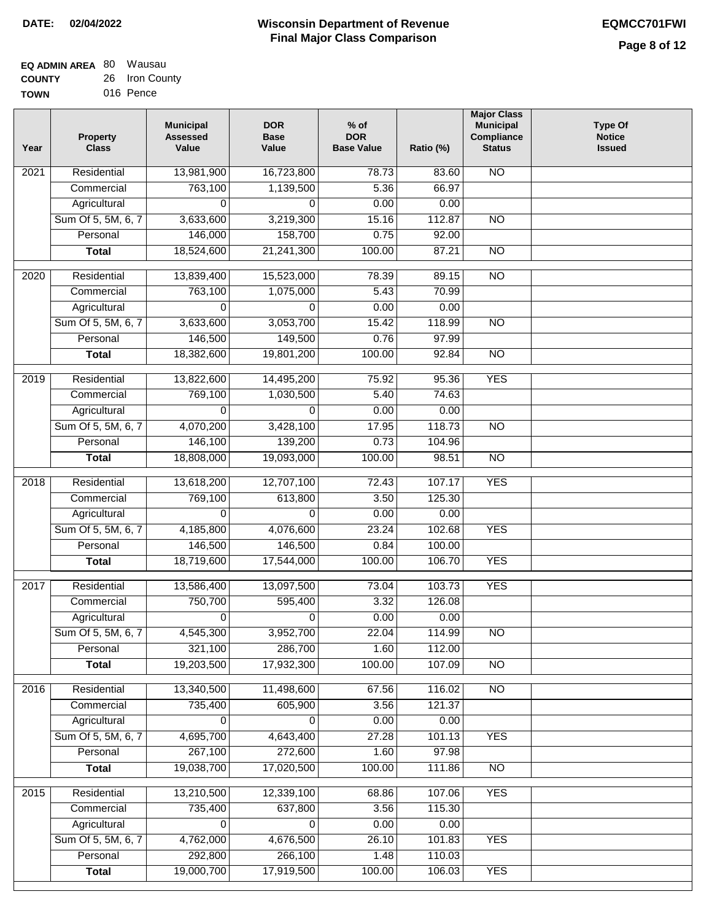**DATE:** 02/04/2022

# Wisconsin Department of Revenue
## Final Major Class Comparison

**EQMCC701FWI**

**EQ ADMIN AREA** 80 Wausau
**COUNTY** 26 Iron County
**TOWN** 016 Pence

| Year | Property Class | Municipal Assessed Value | DOR Base Value | % of DOR Base Value | Ratio (%) | Major Class Municipal Compliance Status | Type Of Notice Issued |
|---|---|---|---|---|---|---|---|
| 2021 | Residential | 13,981,900 | 16,723,800 | 78.73 | 83.60 | NO | |
| | Commercial | 763,100 | 1,139,500 | 5.36 | 66.97 | | |
| | Agricultural | 0 | 0 | 0.00 | 0.00 | | |
| | Sum Of 5, 5M, 6, 7 | 3,633,600 | 3,219,300 | 15.16 | 112.87 | NO | |
| | Personal | 146,000 | 158,700 | 0.75 | 92.00 | | |
| | **Total** | 18,524,600 | 21,241,300 | 100.00 | 87.21 | NO | |
| 2020 | Residential | 13,839,400 | 15,523,000 | 78.39 | 89.15 | NO | |
| | Commercial | 763,100 | 1,075,000 | 5.43 | 70.99 | | |
| | Agricultural | 0 | 0 | 0.00 | 0.00 | | |
| | Sum Of 5, 5M, 6, 7 | 3,633,600 | 3,053,700 | 15.42 | 118.99 | NO | |
| | Personal | 146,500 | 149,500 | 0.76 | 97.99 | | |
| | **Total** | 18,382,600 | 19,801,200 | 100.00 | 92.84 | NO | |
| 2019 | Residential | 13,822,600 | 14,495,200 | 75.92 | 95.36 | YES | |
| | Commercial | 769,100 | 1,030,500 | 5.40 | 74.63 | | |
| | Agricultural | 0 | 0 | 0.00 | 0.00 | | |
| | Sum Of 5, 5M, 6, 7 | 4,070,200 | 3,428,100 | 17.95 | 118.73 | NO | |
| | Personal | 146,100 | 139,200 | 0.73 | 104.96 | | |
| | **Total** | 18,808,000 | 19,093,000 | 100.00 | 98.51 | NO | |
| 2018 | Residential | 13,618,200 | 12,707,100 | 72.43 | 107.17 | YES | |
| | Commercial | 769,100 | 613,800 | 3.50 | 125.30 | | |
| | Agricultural | 0 | 0 | 0.00 | 0.00 | | |
| | Sum Of 5, 5M, 6, 7 | 4,185,800 | 4,076,600 | 23.24 | 102.68 | YES | |
| | Personal | 146,500 | 146,500 | 0.84 | 100.00 | | |
| | **Total** | 18,719,600 | 17,544,000 | 100.00 | 106.70 | YES | |
| 2017 | Residential | 13,586,400 | 13,097,500 | 73.04 | 103.73 | YES | |
| | Commercial | 750,700 | 595,400 | 3.32 | 126.08 | | |
| | Agricultural | 0 | 0 | 0.00 | 0.00 | | |
| | Sum Of 5, 5M, 6, 7 | 4,545,300 | 3,952,700 | 22.04 | 114.99 | NO | |
| | Personal | 321,100 | 286,700 | 1.60 | 112.00 | | |
| | **Total** | 19,203,500 | 17,932,300 | 100.00 | 107.09 | NO | |
| 2016 | Residential | 13,340,500 | 11,498,600 | 67.56 | 116.02 | NO | |
| | Commercial | 735,400 | 605,900 | 3.56 | 121.37 | | |
| | Agricultural | 0 | 0 | 0.00 | 0.00 | | |
| | Sum Of 5, 5M, 6, 7 | 4,695,700 | 4,643,400 | 27.28 | 101.13 | YES | |
| | Personal | 267,100 | 272,600 | 1.60 | 97.98 | | |
| | **Total** | 19,038,700 | 17,020,500 | 100.00 | 111.86 | NO | |
| 2015 | Residential | 13,210,500 | 12,339,100 | 68.86 | 107.06 | YES | |
| | Commercial | 735,400 | 637,800 | 3.56 | 115.30 | | |
| | Agricultural | 0 | 0 | 0.00 | 0.00 | | |
| | Sum Of 5, 5M, 6, 7 | 4,762,000 | 4,676,500 | 26.10 | 101.83 | YES | |
| | Personal | 292,800 | 266,100 | 1.48 | 110.03 | | |
| | **Total** | 19,000,700 | 17,919,500 | 100.00 | 106.03 | YES | |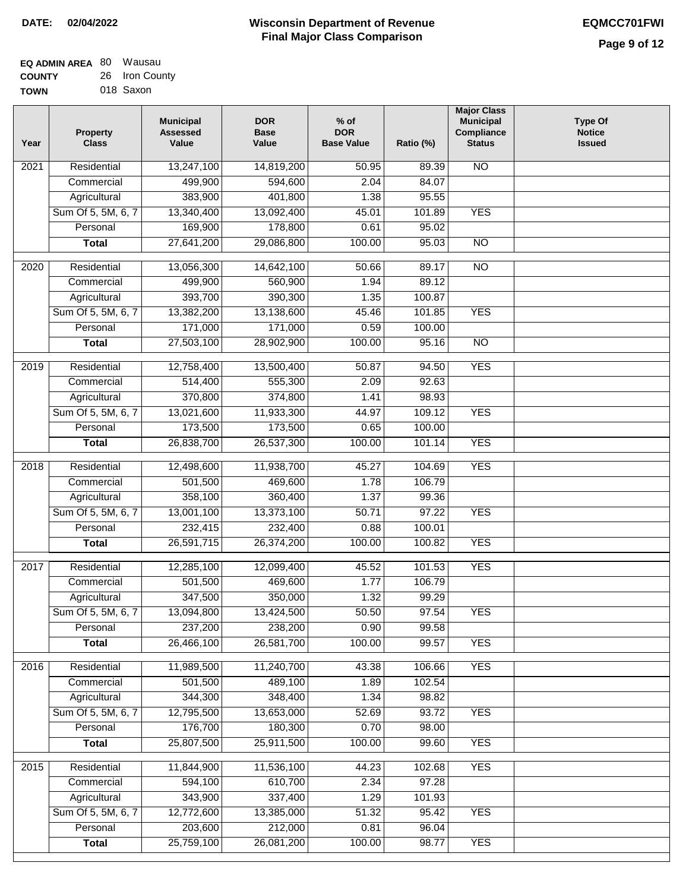**DATE: 02/04/2022**

# Wisconsin Department of Revenue
## Final Major Class Comparison

**EQMCC701FWI**

**EQ ADMIN AREA** 80 Wausau
**COUNTY** 26 Iron County
**TOWN** 018 Saxon

| Year | Property Class | Municipal Assessed Value | DOR Base Value | % of DOR Base Value | Ratio (%) | Major Class Municipal Compliance Status | Type Of Notice Issued |
|---|---|---|---|---|---|---|---|
| 2021 | Residential | 13,247,100 | 14,819,200 | 50.95 | 89.39 | NO | |
| | Commercial | 499,900 | 594,600 | 2.04 | 84.07 | | |
| | Agricultural | 383,900 | 401,800 | 1.38 | 95.55 | | |
| | Sum Of 5, 5M, 6, 7 | 13,340,400 | 13,092,400 | 45.01 | 101.89 | YES | |
| | Personal | 169,900 | 178,800 | 0.61 | 95.02 | | |
| | **Total** | 27,641,200 | 29,086,800 | 100.00 | 95.03 | NO | |
| 2020 | Residential | 13,056,300 | 14,642,100 | 50.66 | 89.17 | NO | |
| | Commercial | 499,900 | 560,900 | 1.94 | 89.12 | | |
| | Agricultural | 393,700 | 390,300 | 1.35 | 100.87 | | |
| | Sum Of 5, 5M, 6, 7 | 13,382,200 | 13,138,600 | 45.46 | 101.85 | YES | |
| | Personal | 171,000 | 171,000 | 0.59 | 100.00 | | |
| | **Total** | 27,503,100 | 28,902,900 | 100.00 | 95.16 | NO | |
| 2019 | Residential | 12,758,400 | 13,500,400 | 50.87 | 94.50 | YES | |
| | Commercial | 514,400 | 555,300 | 2.09 | 92.63 | | |
| | Agricultural | 370,800 | 374,800 | 1.41 | 98.93 | | |
| | Sum Of 5, 5M, 6, 7 | 13,021,600 | 11,933,300 | 44.97 | 109.12 | YES | |
| | Personal | 173,500 | 173,500 | 0.65 | 100.00 | | |
| | **Total** | 26,838,700 | 26,537,300 | 100.00 | 101.14 | YES | |
| 2018 | Residential | 12,498,600 | 11,938,700 | 45.27 | 104.69 | YES | |
| | Commercial | 501,500 | 469,600 | 1.78 | 106.79 | | |
| | Agricultural | 358,100 | 360,400 | 1.37 | 99.36 | | |
| | Sum Of 5, 5M, 6, 7 | 13,001,100 | 13,373,100 | 50.71 | 97.22 | YES | |
| | Personal | 232,415 | 232,400 | 0.88 | 100.01 | | |
| | **Total** | 26,591,715 | 26,374,200 | 100.00 | 100.82 | YES | |
| 2017 | Residential | 12,285,100 | 12,099,400 | 45.52 | 101.53 | YES | |
| | Commercial | 501,500 | 469,600 | 1.77 | 106.79 | | |
| | Agricultural | 347,500 | 350,000 | 1.32 | 99.29 | | |
| | Sum Of 5, 5M, 6, 7 | 13,094,800 | 13,424,500 | 50.50 | 97.54 | YES | |
| | Personal | 237,200 | 238,200 | 0.90 | 99.58 | | |
| | **Total** | 26,466,100 | 26,581,700 | 100.00 | 99.57 | YES | |
| 2016 | Residential | 11,989,500 | 11,240,700 | 43.38 | 106.66 | YES | |
| | Commercial | 501,500 | 489,100 | 1.89 | 102.54 | | |
| | Agricultural | 344,300 | 348,400 | 1.34 | 98.82 | | |
| | Sum Of 5, 5M, 6, 7 | 12,795,500 | 13,653,000 | 52.69 | 93.72 | YES | |
| | Personal | 176,700 | 180,300 | 0.70 | 98.00 | | |
| | **Total** | 25,807,500 | 25,911,500 | 100.00 | 99.60 | YES | |
| 2015 | Residential | 11,844,900 | 11,536,100 | 44.23 | 102.68 | YES | |
| | Commercial | 594,100 | 610,700 | 2.34 | 97.28 | | |
| | Agricultural | 343,900 | 337,400 | 1.29 | 101.93 | | |
| | Sum Of 5, 5M, 6, 7 | 12,772,600 | 13,385,000 | 51.32 | 95.42 | YES | |
| | Personal | 203,600 | 212,000 | 0.81 | 96.04 | | |
| | **Total** | 25,759,100 | 26,081,200 | 100.00 | 98.77 | YES | |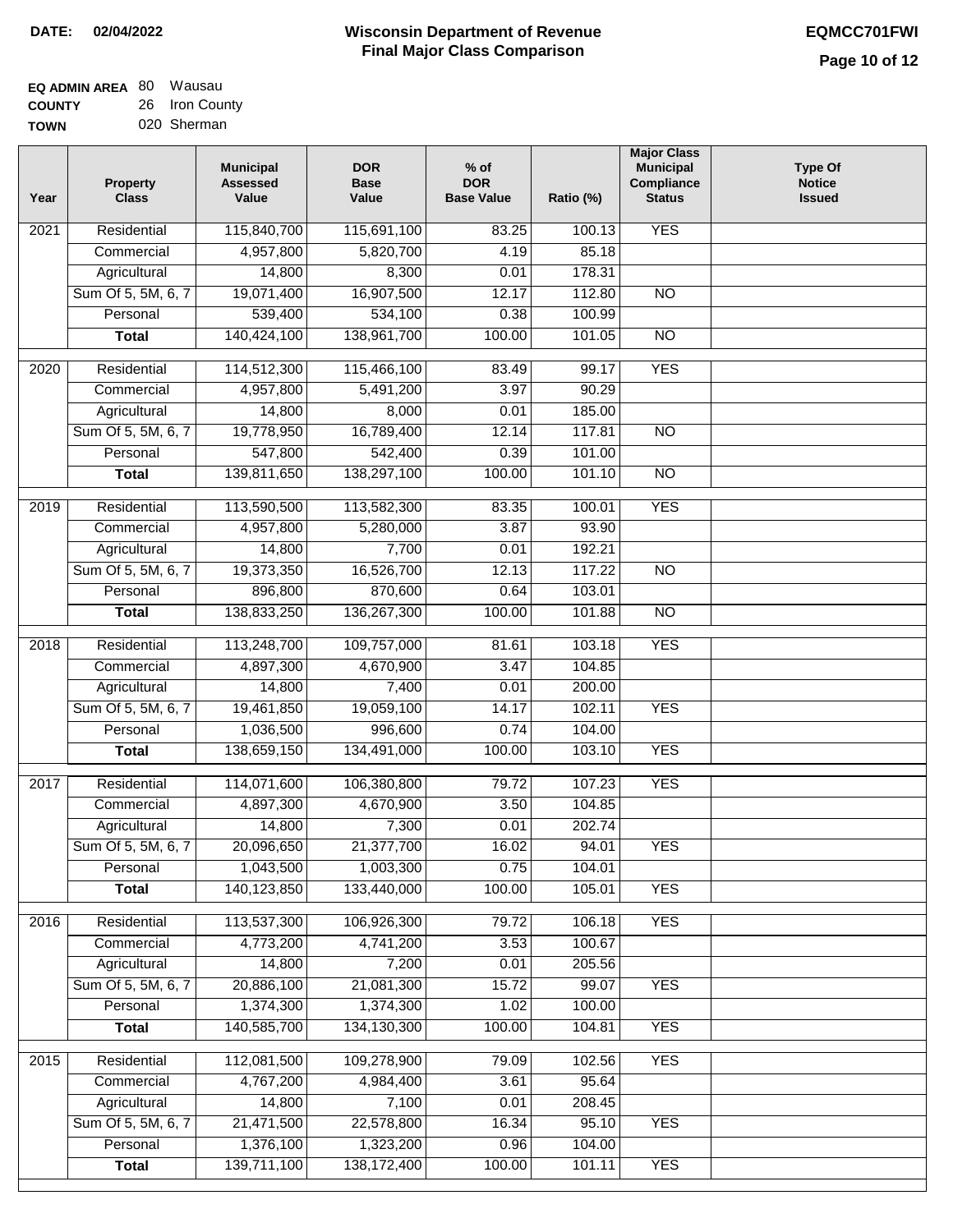**DATE:** 02/04/2022

# Wisconsin Department of Revenue
## Final Major Class Comparison

**EQMCC701FWI**

**EQ ADMIN AREA** 80 Wausau
**COUNTY** 26 Iron County
**TOWN** 020 Sherman

| Year | Property Class | Municipal Assessed Value | DOR Base Value | % of DOR Base Value | Ratio (%) | Major Class Municipal Compliance Status | Type Of Notice Issued |
|---|---|---|---|---|---|---|---|
| 2021 | Residential | 115,840,700 | 115,691,100 | 83.25 | 100.13 | YES | |
| | Commercial | 4,957,800 | 5,820,700 | 4.19 | 85.18 | | |
| | Agricultural | 14,800 | 8,300 | 0.01 | 178.31 | | |
| | Sum Of 5, 5M, 6, 7 | 19,071,400 | 16,907,500 | 12.17 | 112.80 | NO | |
| | Personal | 539,400 | 534,100 | 0.38 | 100.99 | | |
| | **Total** | 140,424,100 | 138,961,700 | 100.00 | 101.05 | NO | |
| 2020 | Residential | 114,512,300 | 115,466,100 | 83.49 | 99.17 | YES | |
| | Commercial | 4,957,800 | 5,491,200 | 3.97 | 90.29 | | |
| | Agricultural | 14,800 | 8,000 | 0.01 | 185.00 | | |
| | Sum Of 5, 5M, 6, 7 | 19,778,950 | 16,789,400 | 12.14 | 117.81 | NO | |
| | Personal | 547,800 | 542,400 | 0.39 | 101.00 | | |
| | **Total** | 139,811,650 | 138,297,100 | 100.00 | 101.10 | NO | |
| 2019 | Residential | 113,590,500 | 113,582,300 | 83.35 | 100.01 | YES | |
| | Commercial | 4,957,800 | 5,280,000 | 3.87 | 93.90 | | |
| | Agricultural | 14,800 | 7,700 | 0.01 | 192.21 | | |
| | Sum Of 5, 5M, 6, 7 | 19,373,350 | 16,526,700 | 12.13 | 117.22 | NO | |
| | Personal | 896,800 | 870,600 | 0.64 | 103.01 | | |
| | **Total** | 138,833,250 | 136,267,300 | 100.00 | 101.88 | NO | |
| 2018 | Residential | 113,248,700 | 109,757,000 | 81.61 | 103.18 | YES | |
| | Commercial | 4,897,300 | 4,670,900 | 3.47 | 104.85 | | |
| | Agricultural | 14,800 | 7,400 | 0.01 | 200.00 | | |
| | Sum Of 5, 5M, 6, 7 | 19,461,850 | 19,059,100 | 14.17 | 102.11 | YES | |
| | Personal | 1,036,500 | 996,600 | 0.74 | 104.00 | | |
| | **Total** | 138,659,150 | 134,491,000 | 100.00 | 103.10 | YES | |
| 2017 | Residential | 114,071,600 | 106,380,800 | 79.72 | 107.23 | YES | |
| | Commercial | 4,897,300 | 4,670,900 | 3.50 | 104.85 | | |
| | Agricultural | 14,800 | 7,300 | 0.01 | 202.74 | | |
| | Sum Of 5, 5M, 6, 7 | 20,096,650 | 21,377,700 | 16.02 | 94.01 | YES | |
| | Personal | 1,043,500 | 1,003,300 | 0.75 | 104.01 | | |
| | **Total** | 140,123,850 | 133,440,000 | 100.00 | 105.01 | YES | |
| 2016 | Residential | 113,537,300 | 106,926,300 | 79.72 | 106.18 | YES | |
| | Commercial | 4,773,200 | 4,741,200 | 3.53 | 100.67 | | |
| | Agricultural | 14,800 | 7,200 | 0.01 | 205.56 | | |
| | Sum Of 5, 5M, 6, 7 | 20,886,100 | 21,081,300 | 15.72 | 99.07 | YES | |
| | Personal | 1,374,300 | 1,374,300 | 1.02 | 100.00 | | |
| | **Total** | 140,585,700 | 134,130,300 | 100.00 | 104.81 | YES | |
| 2015 | Residential | 112,081,500 | 109,278,900 | 79.09 | 102.56 | YES | |
| | Commercial | 4,767,200 | 4,984,400 | 3.61 | 95.64 | | |
| | Agricultural | 14,800 | 7,100 | 0.01 | 208.45 | | |
| | Sum Of 5, 5M, 6, 7 | 21,471,500 | 22,578,800 | 16.34 | 95.10 | YES | |
| | Personal | 1,376,100 | 1,323,200 | 0.96 | 104.00 | | |
| | **Total** | 139,711,100 | 138,172,400 | 100.00 | 101.11 | YES | |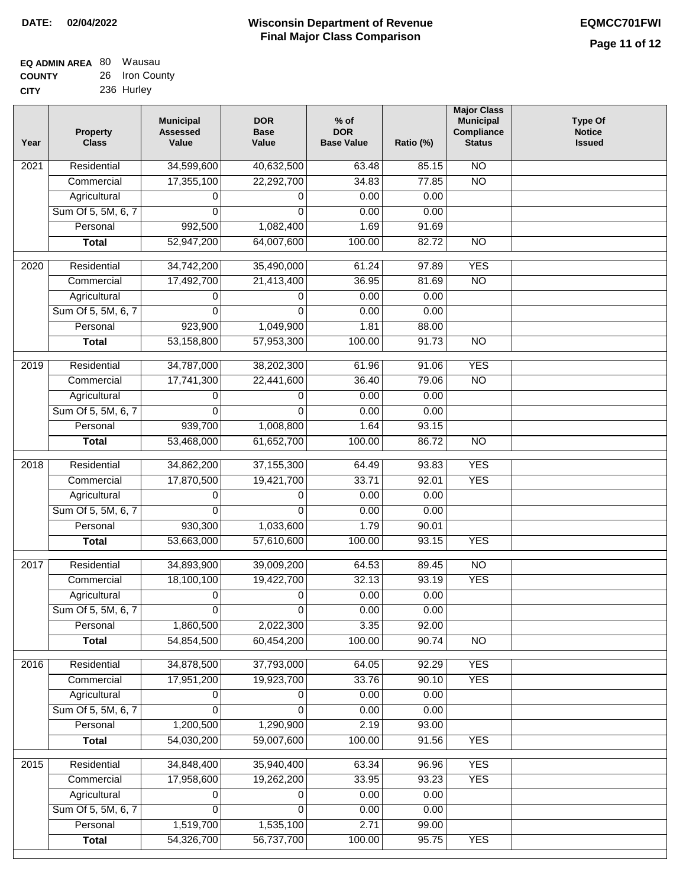**DATE: 02/04/2022**

# Wisconsin Department of Revenue
## Final Major Class Comparison

**EQMCC701FWI**

**EQ ADMIN AREA** 80 Wausau
**COUNTY** 26 Iron County
**CITY** 236 Hurley

| Year | Property Class | Municipal Assessed Value | DOR Base Value | % of DOR Base Value | Ratio (%) | Major Class Municipal Compliance Status | Type Of Notice Issued |
|---|---|---|---|---|---|---|---|
| 2021 | Residential | 34,599,600 | 40,632,500 | 63.48 | 85.15 | NO | |
| | Commercial | 17,355,100 | 22,292,700 | 34.83 | 77.85 | NO | |
| | Agricultural | 0 | 0 | 0.00 | 0.00 | | |
| | Sum Of 5, 5M, 6, 7 | 0 | 0 | 0.00 | 0.00 | | |
| | Personal | 992,500 | 1,082,400 | 1.69 | 91.69 | | |
| | **Total** | 52,947,200 | 64,007,600 | 100.00 | 82.72 | NO | |
| 2020 | Residential | 34,742,200 | 35,490,000 | 61.24 | 97.89 | YES | |
| | Commercial | 17,492,700 | 21,413,400 | 36.95 | 81.69 | NO | |
| | Agricultural | 0 | 0 | 0.00 | 0.00 | | |
| | Sum Of 5, 5M, 6, 7 | 0 | 0 | 0.00 | 0.00 | | |
| | Personal | 923,900 | 1,049,900 | 1.81 | 88.00 | | |
| | **Total** | 53,158,800 | 57,953,300 | 100.00 | 91.73 | NO | |
| 2019 | Residential | 34,787,000 | 38,202,300 | 61.96 | 91.06 | YES | |
| | Commercial | 17,741,300 | 22,441,600 | 36.40 | 79.06 | NO | |
| | Agricultural | 0 | 0 | 0.00 | 0.00 | | |
| | Sum Of 5, 5M, 6, 7 | 0 | 0 | 0.00 | 0.00 | | |
| | Personal | 939,700 | 1,008,800 | 1.64 | 93.15 | | |
| | **Total** | 53,468,000 | 61,652,700 | 100.00 | 86.72 | NO | |
| 2018 | Residential | 34,862,200 | 37,155,300 | 64.49 | 93.83 | YES | |
| | Commercial | 17,870,500 | 19,421,700 | 33.71 | 92.01 | YES | |
| | Agricultural | 0 | 0 | 0.00 | 0.00 | | |
| | Sum Of 5, 5M, 6, 7 | 0 | 0 | 0.00 | 0.00 | | |
| | Personal | 930,300 | 1,033,600 | 1.79 | 90.01 | | |
| | **Total** | 53,663,000 | 57,610,600 | 100.00 | 93.15 | YES | |
| 2017 | Residential | 34,893,900 | 39,009,200 | 64.53 | 89.45 | NO | |
| | Commercial | 18,100,100 | 19,422,700 | 32.13 | 93.19 | YES | |
| | Agricultural | 0 | 0 | 0.00 | 0.00 | | |
| | Sum Of 5, 5M, 6, 7 | 0 | 0 | 0.00 | 0.00 | | |
| | Personal | 1,860,500 | 2,022,300 | 3.35 | 92.00 | | |
| | **Total** | 54,854,500 | 60,454,200 | 100.00 | 90.74 | NO | |
| 2016 | Residential | 34,878,500 | 37,793,000 | 64.05 | 92.29 | YES | |
| | Commercial | 17,951,200 | 19,923,700 | 33.76 | 90.10 | YES | |
| | Agricultural | 0 | 0 | 0.00 | 0.00 | | |
| | Sum Of 5, 5M, 6, 7 | 0 | 0 | 0.00 | 0.00 | | |
| | Personal | 1,200,500 | 1,290,900 | 2.19 | 93.00 | | |
| | **Total** | 54,030,200 | 59,007,600 | 100.00 | 91.56 | YES | |
| 2015 | Residential | 34,848,400 | 35,940,400 | 63.34 | 96.96 | YES | |
| | Commercial | 17,958,600 | 19,262,200 | 33.95 | 93.23 | YES | |
| | Agricultural | 0 | 0 | 0.00 | 0.00 | | |
| | Sum Of 5, 5M, 6, 7 | 0 | 0 | 0.00 | 0.00 | | |
| | Personal | 1,519,700 | 1,535,100 | 2.71 | 99.00 | | |
| | **Total** | 54,326,700 | 56,737,700 | 100.00 | 95.75 | YES | |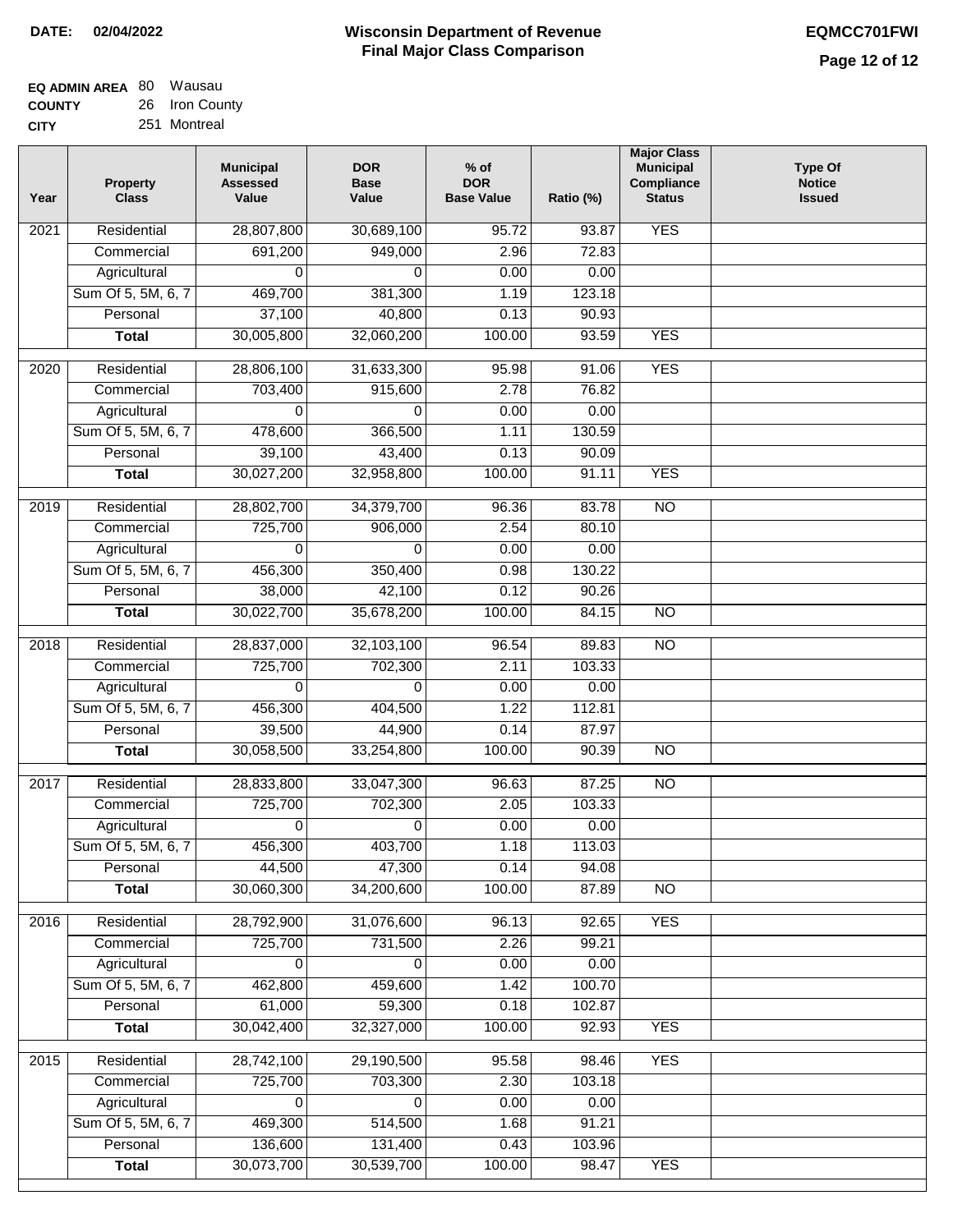**DATE:** 02/04/2022

# Wisconsin Department of Revenue
## Final Major Class Comparison

**EQMCC701FWI**

**EQ ADMIN AREA** 80 Wausau
**COUNTY** 26 Iron County
**CITY** 251 Montreal

| Year | Property Class | Municipal Assessed Value | DOR Base Value | % of DOR Base Value | Ratio (%) | Major Class Municipal Compliance Status | Type Of Notice Issued |
|---|---|---|---|---|---|---|---|
| 2021 | Residential | 28,807,800 | 30,689,100 | 95.72 | 93.87 | YES | |
| | Commercial | 691,200 | 949,000 | 2.96 | 72.83 | | |
| | Agricultural | 0 | 0 | 0.00 | 0.00 | | |
| | Sum Of 5, 5M, 6, 7 | 469,700 | 381,300 | 1.19 | 123.18 | | |
| | Personal | 37,100 | 40,800 | 0.13 | 90.93 | | |
| | **Total** | 30,005,800 | 32,060,200 | 100.00 | 93.59 | YES | |
| 2020 | Residential | 28,806,100 | 31,633,300 | 95.98 | 91.06 | YES | |
| | Commercial | 703,400 | 915,600 | 2.78 | 76.82 | | |
| | Agricultural | 0 | 0 | 0.00 | 0.00 | | |
| | Sum Of 5, 5M, 6, 7 | 478,600 | 366,500 | 1.11 | 130.59 | | |
| | Personal | 39,100 | 43,400 | 0.13 | 90.09 | | |
| | **Total** | 30,027,200 | 32,958,800 | 100.00 | 91.11 | YES | |
| 2019 | Residential | 28,802,700 | 34,379,700 | 96.36 | 83.78 | NO | |
| | Commercial | 725,700 | 906,000 | 2.54 | 80.10 | | |
| | Agricultural | 0 | 0 | 0.00 | 0.00 | | |
| | Sum Of 5, 5M, 6, 7 | 456,300 | 350,400 | 0.98 | 130.22 | | |
| | Personal | 38,000 | 42,100 | 0.12 | 90.26 | | |
| | **Total** | 30,022,700 | 35,678,200 | 100.00 | 84.15 | NO | |
| 2018 | Residential | 28,837,000 | 32,103,100 | 96.54 | 89.83 | NO | |
| | Commercial | 725,700 | 702,300 | 2.11 | 103.33 | | |
| | Agricultural | 0 | 0 | 0.00 | 0.00 | | |
| | Sum Of 5, 5M, 6, 7 | 456,300 | 404,500 | 1.22 | 112.81 | | |
| | Personal | 39,500 | 44,900 | 0.14 | 87.97 | | |
| | **Total** | 30,058,500 | 33,254,800 | 100.00 | 90.39 | NO | |
| 2017 | Residential | 28,833,800 | 33,047,300 | 96.63 | 87.25 | NO | |
| | Commercial | 725,700 | 702,300 | 2.05 | 103.33 | | |
| | Agricultural | 0 | 0 | 0.00 | 0.00 | | |
| | Sum Of 5, 5M, 6, 7 | 456,300 | 403,700 | 1.18 | 113.03 | | |
| | Personal | 44,500 | 47,300 | 0.14 | 94.08 | | |
| | **Total** | 30,060,300 | 34,200,600 | 100.00 | 87.89 | NO | |
| 2016 | Residential | 28,792,900 | 31,076,600 | 96.13 | 92.65 | YES | |
| | Commercial | 725,700 | 731,500 | 2.26 | 99.21 | | |
| | Agricultural | 0 | 0 | 0.00 | 0.00 | | |
| | Sum Of 5, 5M, 6, 7 | 462,800 | 459,600 | 1.42 | 100.70 | | |
| | Personal | 61,000 | 59,300 | 0.18 | 102.87 | | |
| | **Total** | 30,042,400 | 32,327,000 | 100.00 | 92.93 | YES | |
| 2015 | Residential | 28,742,100 | 29,190,500 | 95.58 | 98.46 | YES | |
| | Commercial | 725,700 | 703,300 | 2.30 | 103.18 | | |
| | Agricultural | 0 | 0 | 0.00 | 0.00 | | |
| | Sum Of 5, 5M, 6, 7 | 469,300 | 514,500 | 1.68 | 91.21 | | |
| | Personal | 136,600 | 131,400 | 0.43 | 103.96 | | |
| | **Total** | 30,073,700 | 30,539,700 | 100.00 | 98.47 | YES | |